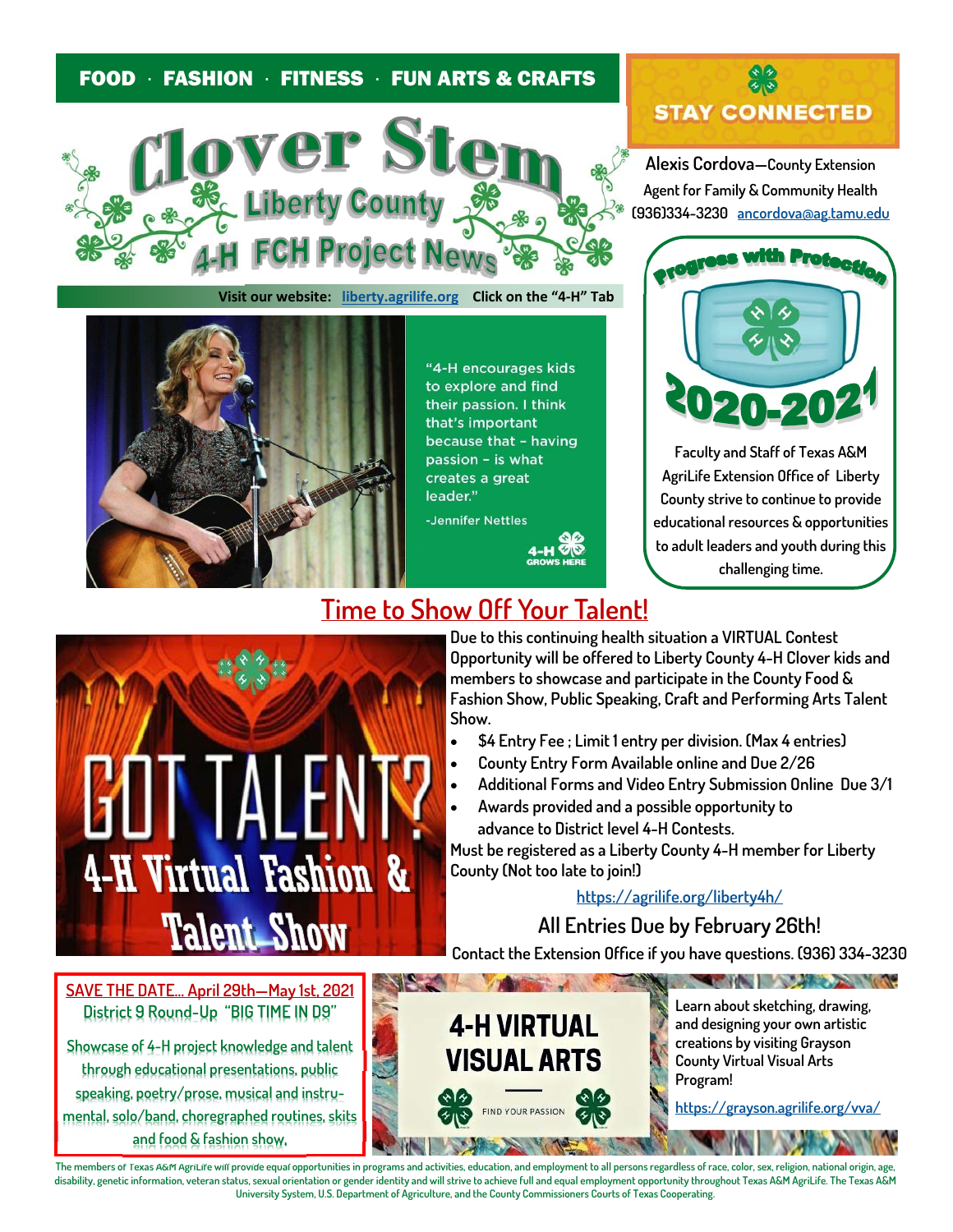FOOD · FASHION · FITNESS · FUN ARTS & CRAFTS

# Clover Stem
## Liberty County
## 4-H FCH Project News

Visit our website: liberty.agrilife.org Click on the "4-H" Tab

"4-H encourages kids to explore and find their passion. I think that's important because that - having passion - is what creates a great leader."

-Jennifer Nettles

4-H GROWS HERE

## STAY CONNECTED

**Alexis Cordova**—County Extension Agent for Family & Community Health
(936)334-3230 ancordova@ag.tamu.edu

**Progress with Protection**

**2020-2021**

Faculty and Staff of Texas A&M AgriLife Extension Office of Liberty County strive to continue to provide educational resources & opportunities to adult leaders and youth during this challenging time.

## Time to Show Off Your Talent!

GOT TALENT? 4-H Virtual Fashion & Talent Show

Due to this continuing health situation a VIRTUAL Contest Opportunity will be offered to Liberty County 4-H Clover kids and members to showcase and participate in the County Food & Fashion Show, Public Speaking, Craft and Performing Arts Talent Show.

- $4 Entry Fee ; Limit 1 entry per division. (Max 4 entries)
- County Entry Form Available online and Due 2/26
- Additional Forms and Video Entry Submission Online Due 3/1
- Awards provided and a possible opportunity to advance to District level 4-H Contests.

Must be registered as a Liberty County 4-H member for Liberty County (Not too late to join!)

https://agrilife.org/liberty4h/

**All Entries Due by February 26th!**

Contact the Extension Office if you have questions. (936) 334-3230

SAVE THE DATE... April 29th—May 1st, 2021
District 9 Round-Up "BIG TIME IN D9"

Showcase of 4-H project knowledge and talent through educational presentations, public speaking, poetry/prose, musical and instrumental, solo/band, choregraphed routines, skits and food & fashion show.

**4-H VIRTUAL VISUAL ARTS**

FIND YOUR PASSION

Learn about sketching, drawing, and designing your own artistic creations by visiting Grayson County Virtual Visual Arts Program!

https://grayson.agrilife.org/vva/

The members of Texas A&M AgriLife will provide equal opportunities in programs and activities, education, and employment to all persons regardless of race, color, sex, religion, national origin, age, disability, genetic information, veteran status, sexual orientation or gender identity and will strive to achieve full and equal employment opportunity throughout Texas A&M AgriLife. The Texas A&M University System, U.S. Department of Agriculture, and the County Commissioners Courts of Texas Cooperating.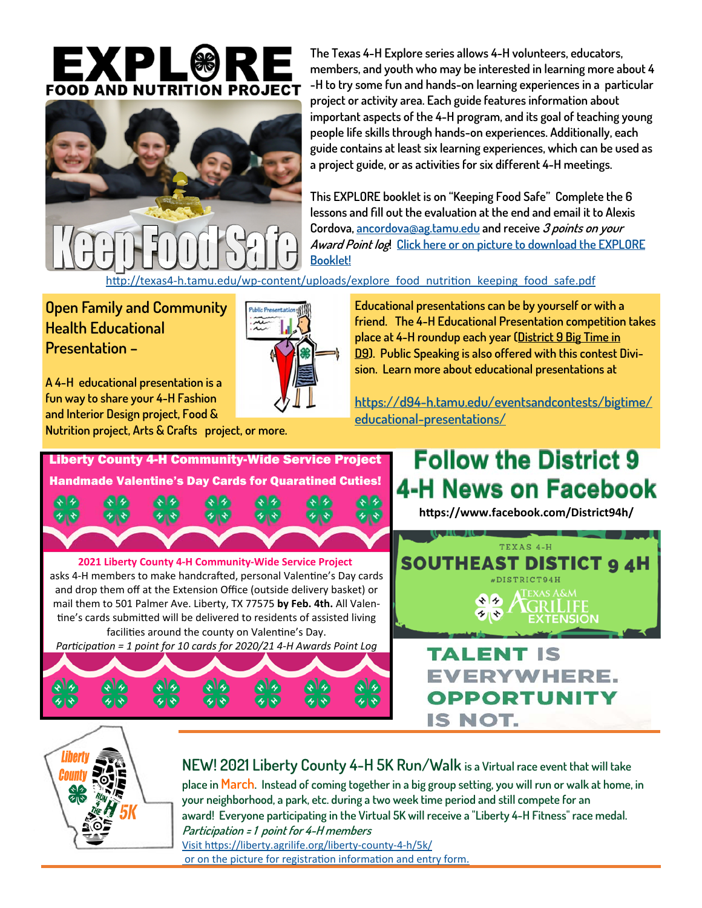# EXPLORE
## FOOD AND NUTRITION PROJECT

Keep Food Safe

The Texas 4-H Explore series allows 4-H volunteers, educators, members, and youth who may be interested in learning more about 4-H to try some fun and hands-on learning experiences in a particular project or activity area. Each guide features information about important aspects of the 4-H program, and its goal of teaching young people life skills through hands-on experiences. Additionally, each guide contains at least six learning experiences, which can be used as a project guide, or as activities for six different 4-H meetings.

This EXPLORE booklet is on "Keeping Food Safe" Complete the 6 lessons and fill out the evaluation at the end and email it to Alexis Cordova, ancordova@ag.tamu.edu and receive *3 points on your Award Point log*! Click here or on picture to download the EXPLORE Booklet!

http://texas4-h.tamu.edu/wp-content/uploads/explore_food_nutrition_keeping_food_safe.pdf

## Open Family and Community Health Educational Presentation –

A 4-H educational presentation is a fun way to share your 4-H Fashion and Interior Design project, Food & Nutrition project, Arts & Crafts project, or more.

Educational presentations can be by yourself or with a friend. The 4-H Educational Presentation competition takes place at 4-H roundup each year (District 9 Big Time in D9). Public Speaking is also offered with this contest Division. Learn more about educational presentations at

https://d94-h.tamu.edu/eventsandcontests/bigtime/educational-presentations/

## Liberty County 4-H Community-Wide Service Project

**Handmade Valentine's Day Cards for Quaratined Cuties!**

**2021 Liberty County 4-H Community-Wide Service Project** asks 4-H members to make handcrafted, personal Valentine's Day cards and drop them off at the Extension Office (outside delivery basket) or mail them to 501 Palmer Ave. Liberty, TX 77575 **by Feb. 4th.** All Valentine's cards submitted will be delivered to residents of assisted living facilities around the county on Valentine's Day.

*Participation = 1 point for 10 cards for 2020/21 4-H Awards Point Log*

## Follow the District 9 4-H News on Facebook

**https://www.facebook.com/District94h/**

TEXAS 4-H
SOUTHEAST DISTICT 9 4H
#DISTRICT94H
Texas A&M AgriLife Extension

TALENT IS EVERYWHERE. OPPORTUNITY IS NOT.

## NEW! 2021 Liberty County 4-H 5K Run/Walk

NEW! 2021 Liberty County 4-H 5K Run/Walk is a Virtual race event that will take place in March. Instead of coming together in a big group setting, you will run or walk at home, in your neighborhood, a park, etc. during a two week time period and still compete for an award! Everyone participating in the Virtual 5K will receive a "Liberty 4-H Fitness" race medal.

*Participation = 1 point for 4-H members*

Visit https://liberty.agrilife.org/liberty-county-4-h/5k/ or on the picture for registration information and entry form.